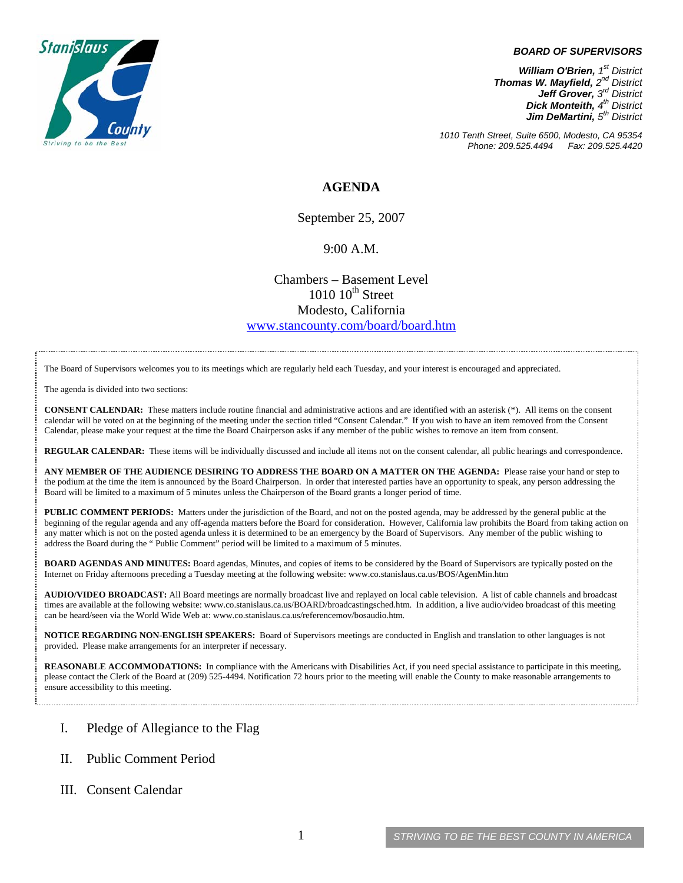Stanislaus County
Striving to be the Best

***BOARD OF SUPERVISORS***

***William O'Brien,** 1st District*
***Thomas W. Mayfield,** 2nd District*
***Jeff Grover,** 3rd District*
***Dick Monteith,** 4th District*
***Jim DeMartini,** 5th District*

*1010 Tenth Street, Suite 6500, Modesto, CA 95354*
*Phone: 209.525.4494 Fax: 209.525.4420*

# AGENDA

September 25, 2007

9:00 A.M.

Chambers – Basement Level
1010 10th Street
Modesto, California
www.stancounty.com/board/board.htm

The Board of Supervisors welcomes you to its meetings which are regularly held each Tuesday, and your interest is encouraged and appreciated.

The agenda is divided into two sections:

**CONSENT CALENDAR:** These matters include routine financial and administrative actions and are identified with an asterisk (*). All items on the consent calendar will be voted on at the beginning of the meeting under the section titled "Consent Calendar." If you wish to have an item removed from the Consent Calendar, please make your request at the time the Board Chairperson asks if any member of the public wishes to remove an item from consent.

**REGULAR CALENDAR:** These items will be individually discussed and include all items not on the consent calendar, all public hearings and correspondence.

**ANY MEMBER OF THE AUDIENCE DESIRING TO ADDRESS THE BOARD ON A MATTER ON THE AGENDA:** Please raise your hand or step to the podium at the time the item is announced by the Board Chairperson. In order that interested parties have an opportunity to speak, any person addressing the Board will be limited to a maximum of 5 minutes unless the Chairperson of the Board grants a longer period of time.

**PUBLIC COMMENT PERIODS:** Matters under the jurisdiction of the Board, and not on the posted agenda, may be addressed by the general public at the beginning of the regular agenda and any off-agenda matters before the Board for consideration. However, California law prohibits the Board from taking action on any matter which is not on the posted agenda unless it is determined to be an emergency by the Board of Supervisors. Any member of the public wishing to address the Board during the " Public Comment" period will be limited to a maximum of 5 minutes.

**BOARD AGENDAS AND MINUTES:** Board agendas, Minutes, and copies of items to be considered by the Board of Supervisors are typically posted on the Internet on Friday afternoons preceding a Tuesday meeting at the following website: www.co.stanislaus.ca.us/BOS/AgenMin.htm

**AUDIO/VIDEO BROADCAST:** All Board meetings are normally broadcast live and replayed on local cable television. A list of cable channels and broadcast times are available at the following website: www.co.stanislaus.ca.us/BOARD/broadcastingsched.htm. In addition, a live audio/video broadcast of this meeting can be heard/seen via the World Wide Web at: www.co.stanislaus.ca.us/referencemov/bosaudio.htm.

**NOTICE REGARDING NON-ENGLISH SPEAKERS:** Board of Supervisors meetings are conducted in English and translation to other languages is not provided. Please make arrangements for an interpreter if necessary.

**REASONABLE ACCOMMODATIONS:** In compliance with the Americans with Disabilities Act, if you need special assistance to participate in this meeting, please contact the Clerk of the Board at (209) 525-4494. Notification 72 hours prior to the meeting will enable the County to make reasonable arrangements to ensure accessibility to this meeting.

I. Pledge of Allegiance to the Flag

II. Public Comment Period

III. Consent Calendar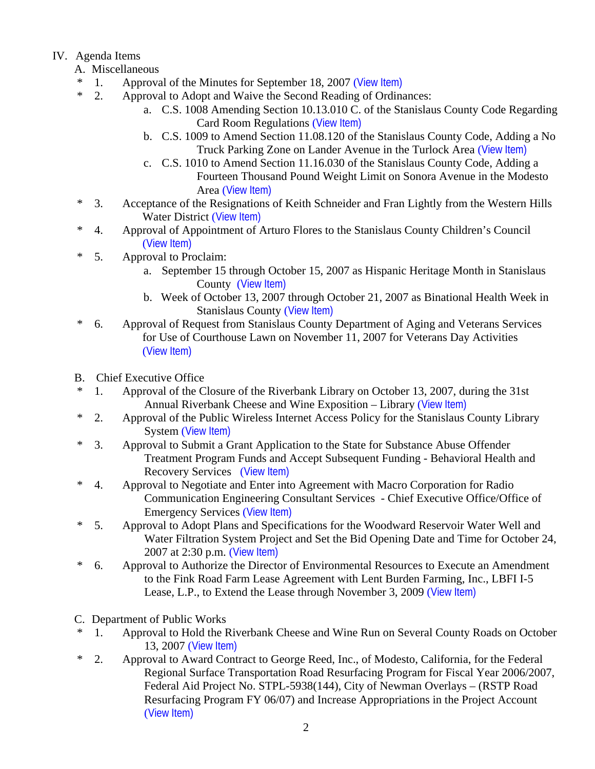IV. Agenda Items

A. Miscellaneous

- \* 1. Approval of the Minutes for September 18, 2007 (View Item)
- \* 2. Approval to Adopt and Waive the Second Reading of Ordinances:
  - a. C.S. 1008 Amending Section 10.13.010 C. of the Stanislaus County Code Regarding Card Room Regulations (View Item)
  - b. C.S. 1009 to Amend Section 11.08.120 of the Stanislaus County Code, Adding a No Truck Parking Zone on Lander Avenue in the Turlock Area (View Item)
  - c. C.S. 1010 to Amend Section 11.16.030 of the Stanislaus County Code, Adding a Fourteen Thousand Pound Weight Limit on Sonora Avenue in the Modesto Area (View Item)
- \* 3. Acceptance of the Resignations of Keith Schneider and Fran Lightly from the Western Hills Water District (View Item)
- \* 4. Approval of Appointment of Arturo Flores to the Stanislaus County Children's Council (View Item)
- \* 5. Approval to Proclaim:
  - a. September 15 through October 15, 2007 as Hispanic Heritage Month in Stanislaus County (View Item)
  - b. Week of October 13, 2007 through October 21, 2007 as Binational Health Week in Stanislaus County (View Item)
- \* 6. Approval of Request from Stanislaus County Department of Aging and Veterans Services for Use of Courthouse Lawn on November 11, 2007 for Veterans Day Activities (View Item)

B. Chief Executive Office

- \* 1. Approval of the Closure of the Riverbank Library on October 13, 2007, during the 31st Annual Riverbank Cheese and Wine Exposition – Library (View Item)
- \* 2. Approval of the Public Wireless Internet Access Policy for the Stanislaus County Library System (View Item)
- \* 3. Approval to Submit a Grant Application to the State for Substance Abuse Offender Treatment Program Funds and Accept Subsequent Funding - Behavioral Health and Recovery Services (View Item)
- \* 4. Approval to Negotiate and Enter into Agreement with Macro Corporation for Radio Communication Engineering Consultant Services - Chief Executive Office/Office of Emergency Services (View Item)
- \* 5. Approval to Adopt Plans and Specifications for the Woodward Reservoir Water Well and Water Filtration System Project and Set the Bid Opening Date and Time for October 24, 2007 at 2:30 p.m. (View Item)
- \* 6. Approval to Authorize the Director of Environmental Resources to Execute an Amendment to the Fink Road Farm Lease Agreement with Lent Burden Farming, Inc., LBFI I-5 Lease, L.P., to Extend the Lease through November 3, 2009 (View Item)

C. Department of Public Works

- \* 1. Approval to Hold the Riverbank Cheese and Wine Run on Several County Roads on October 13, 2007 (View Item)
- \* 2. Approval to Award Contract to George Reed, Inc., of Modesto, California, for the Federal Regional Surface Transportation Road Resurfacing Program for Fiscal Year 2006/2007, Federal Aid Project No. STPL-5938(144), City of Newman Overlays – (RSTP Road Resurfacing Program FY 06/07) and Increase Appropriations in the Project Account (View Item)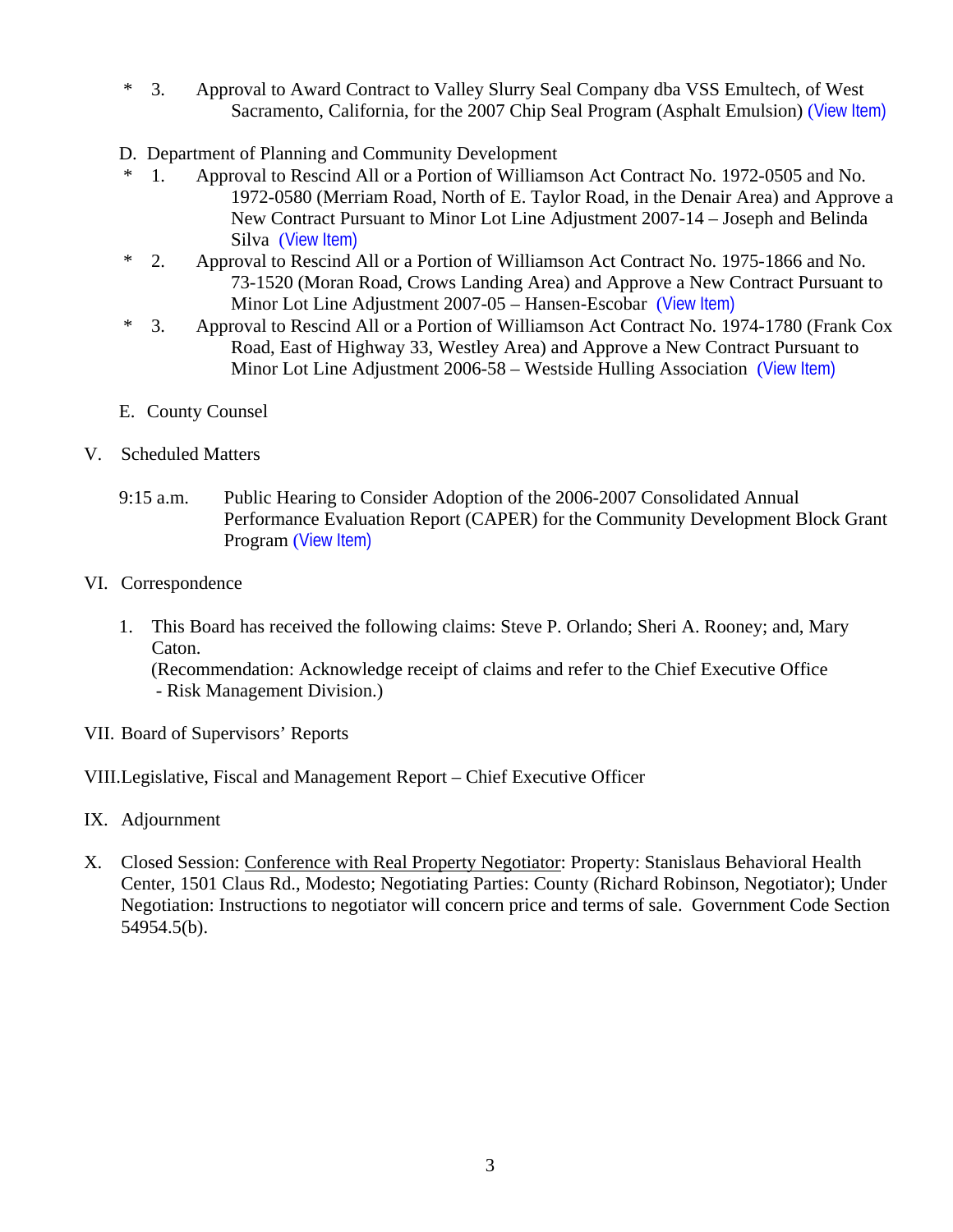* 3. Approval to Award Contract to Valley Slurry Seal Company dba VSS Emultech, of West Sacramento, California, for the 2007 Chip Seal Program (Asphalt Emulsion) (View Item)

D. Department of Planning and Community Development

* 1. Approval to Rescind All or a Portion of Williamson Act Contract No. 1972-0505 and No. 1972-0580 (Merriam Road, North of E. Taylor Road, in the Denair Area) and Approve a New Contract Pursuant to Minor Lot Line Adjustment 2007-14 – Joseph and Belinda Silva (View Item)
* 2. Approval to Rescind All or a Portion of Williamson Act Contract No. 1975-1866 and No. 73-1520 (Moran Road, Crows Landing Area) and Approve a New Contract Pursuant to Minor Lot Line Adjustment 2007-05 – Hansen-Escobar (View Item)
* 3. Approval to Rescind All or a Portion of Williamson Act Contract No. 1974-1780 (Frank Cox Road, East of Highway 33, Westley Area) and Approve a New Contract Pursuant to Minor Lot Line Adjustment 2006-58 – Westside Hulling Association (View Item)

E. County Counsel

V. Scheduled Matters

9:15 a.m. Public Hearing to Consider Adoption of the 2006-2007 Consolidated Annual Performance Evaluation Report (CAPER) for the Community Development Block Grant Program (View Item)

VI. Correspondence

1. This Board has received the following claims: Steve P. Orlando; Sheri A. Rooney; and, Mary Caton.
   (Recommendation: Acknowledge receipt of claims and refer to the Chief Executive Office - Risk Management Division.)

VII. Board of Supervisors' Reports

VIII. Legislative, Fiscal and Management Report – Chief Executive Officer

IX. Adjournment

X. Closed Session: Conference with Real Property Negotiator: Property: Stanislaus Behavioral Health Center, 1501 Claus Rd., Modesto; Negotiating Parties: County (Richard Robinson, Negotiator); Under Negotiation: Instructions to negotiator will concern price and terms of sale. Government Code Section 54954.5(b).